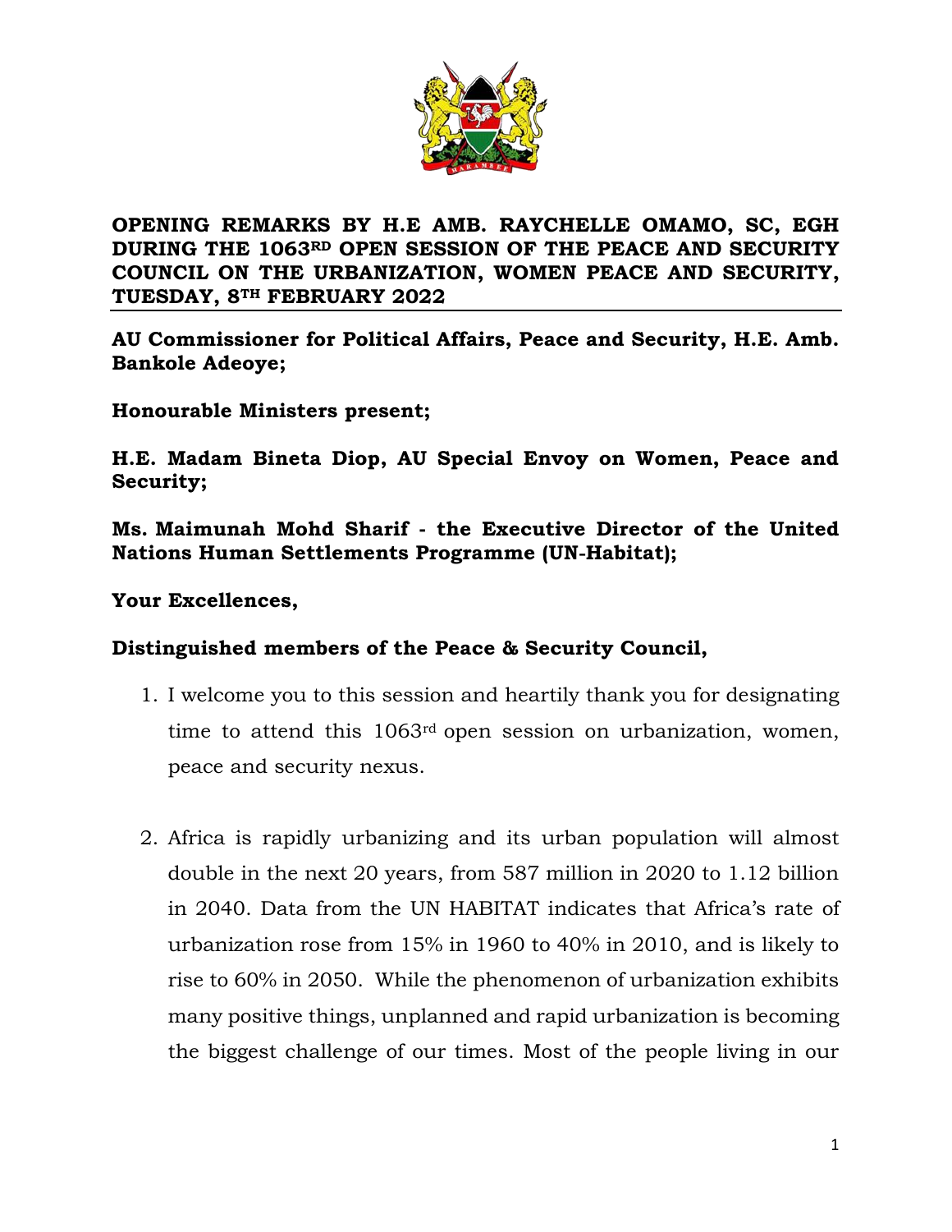**OPENING REMARKS BY H.E AMB. RAYCHELLE OMAMO, SC, EGH DURING THE 1063RD OPEN SESSION OF THE PEACE AND SECURITY COUNCIL ON THE URBANIZATION, WOMEN PEACE AND SECURITY, TUESDAY, 8TH FEBRUARY 2022**

---

**AU Commissioner for Political Affairs, Peace and Security, H.E. Amb. Bankole Adeoye;**

**Honourable Ministers present;**

**H.E. Madam Bineta Diop, AU Special Envoy on Women, Peace and Security;**

**Ms. Maimunah Mohd Sharif - the Executive Director of the United Nations Human Settlements Programme (UN-Habitat);**

**Your Excellences,**

**Distinguished members of the Peace & Security Council,**

1. I welcome you to this session and heartily thank you for designating time to attend this 1063rd open session on urbanization, women, peace and security nexus.

2. Africa is rapidly urbanizing and its urban population will almost double in the next 20 years, from 587 million in 2020 to 1.12 billion in 2040. Data from the UN HABITAT indicates that Africa's rate of urbanization rose from 15% in 1960 to 40% in 2010, and is likely to rise to 60% in 2050. While the phenomenon of urbanization exhibits many positive things, unplanned and rapid urbanization is becoming the biggest challenge of our times. Most of the people living in our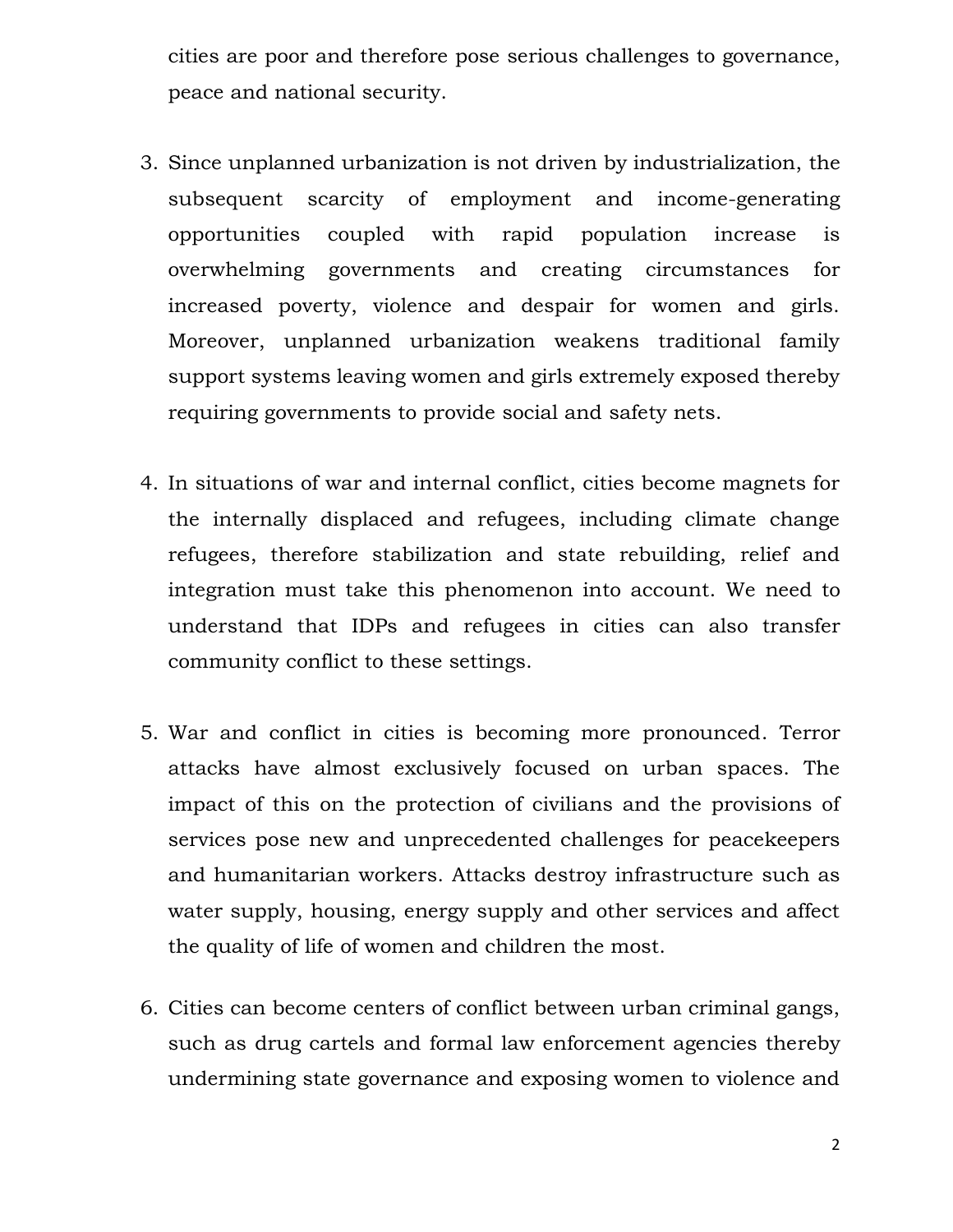cities are poor and therefore pose serious challenges to governance, peace and national security.

3. Since unplanned urbanization is not driven by industrialization, the subsequent scarcity of employment and income-generating opportunities coupled with rapid population increase is overwhelming governments and creating circumstances for increased poverty, violence and despair for women and girls. Moreover, unplanned urbanization weakens traditional family support systems leaving women and girls extremely exposed thereby requiring governments to provide social and safety nets.

4. In situations of war and internal conflict, cities become magnets for the internally displaced and refugees, including climate change refugees, therefore stabilization and state rebuilding, relief and integration must take this phenomenon into account. We need to understand that IDPs and refugees in cities can also transfer community conflict to these settings.

5. War and conflict in cities is becoming more pronounced. Terror attacks have almost exclusively focused on urban spaces. The impact of this on the protection of civilians and the provisions of services pose new and unprecedented challenges for peacekeepers and humanitarian workers. Attacks destroy infrastructure such as water supply, housing, energy supply and other services and affect the quality of life of women and children the most.

6. Cities can become centers of conflict between urban criminal gangs, such as drug cartels and formal law enforcement agencies thereby undermining state governance and exposing women to violence and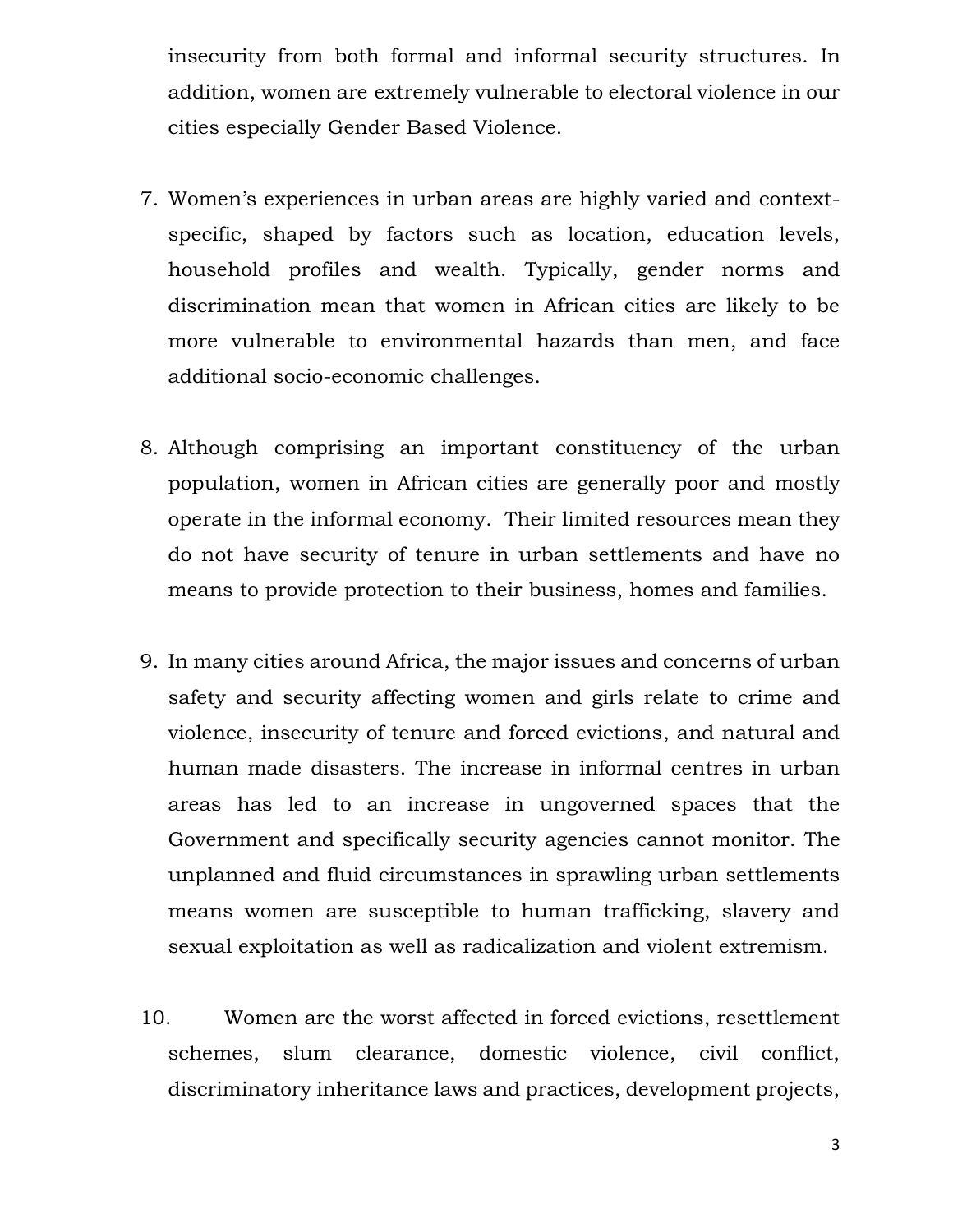insecurity from both formal and informal security structures. In addition, women are extremely vulnerable to electoral violence in our cities especially Gender Based Violence.

7. Women's experiences in urban areas are highly varied and context-specific, shaped by factors such as location, education levels, household profiles and wealth. Typically, gender norms and discrimination mean that women in African cities are likely to be more vulnerable to environmental hazards than men, and face additional socio-economic challenges.

8. Although comprising an important constituency of the urban population, women in African cities are generally poor and mostly operate in the informal economy. Their limited resources mean they do not have security of tenure in urban settlements and have no means to provide protection to their business, homes and families.

9. In many cities around Africa, the major issues and concerns of urban safety and security affecting women and girls relate to crime and violence, insecurity of tenure and forced evictions, and natural and human made disasters. The increase in informal centres in urban areas has led to an increase in ungoverned spaces that the Government and specifically security agencies cannot monitor. The unplanned and fluid circumstances in sprawling urban settlements means women are susceptible to human trafficking, slavery and sexual exploitation as well as radicalization and violent extremism.

10. Women are the worst affected in forced evictions, resettlement schemes, slum clearance, domestic violence, civil conflict, discriminatory inheritance laws and practices, development projects,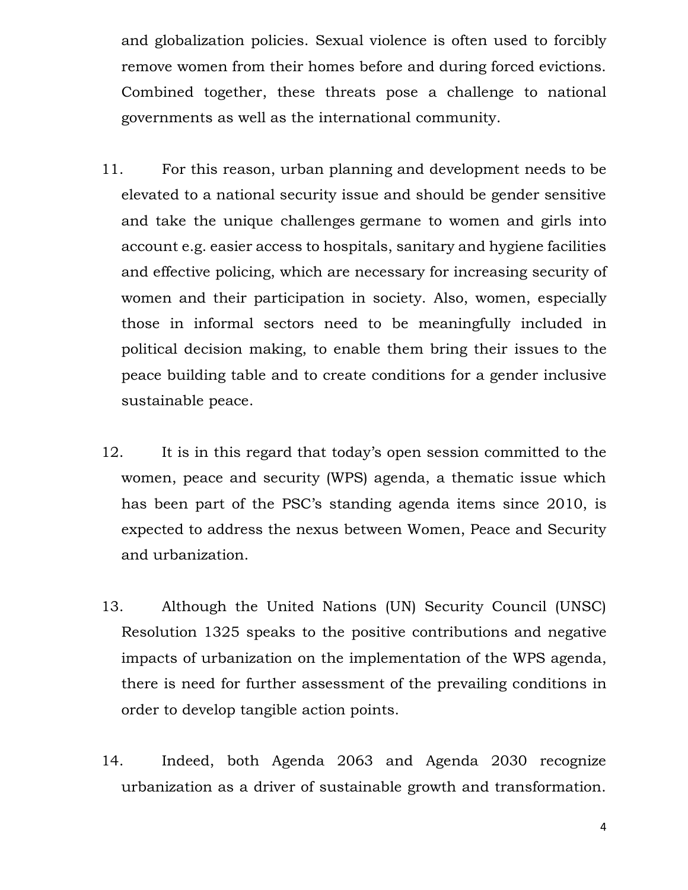and globalization policies. Sexual violence is often used to forcibly remove women from their homes before and during forced evictions. Combined together, these threats pose a challenge to national governments as well as the international community.

11. For this reason, urban planning and development needs to be elevated to a national security issue and should be gender sensitive and take the unique challenges germane to women and girls into account e.g. easier access to hospitals, sanitary and hygiene facilities and effective policing, which are necessary for increasing security of women and their participation in society. Also, women, especially those in informal sectors need to be meaningfully included in political decision making, to enable them bring their issues to the peace building table and to create conditions for a gender inclusive sustainable peace.

12. It is in this regard that today's open session committed to the women, peace and security (WPS) agenda, a thematic issue which has been part of the PSC's standing agenda items since 2010, is expected to address the nexus between Women, Peace and Security and urbanization.

13. Although the United Nations (UN) Security Council (UNSC) Resolution 1325 speaks to the positive contributions and negative impacts of urbanization on the implementation of the WPS agenda, there is need for further assessment of the prevailing conditions in order to develop tangible action points.

14. Indeed, both Agenda 2063 and Agenda 2030 recognize urbanization as a driver of sustainable growth and transformation.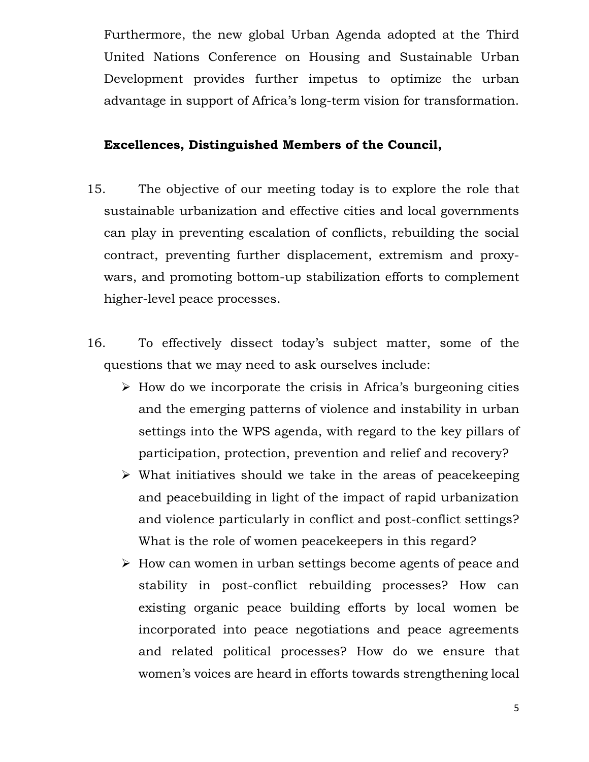Furthermore, the new global Urban Agenda adopted at the Third United Nations Conference on Housing and Sustainable Urban Development provides further impetus to optimize the urban advantage in support of Africa's long-term vision for transformation.

**Excellences, Distinguished Members of the Council,**

15. The objective of our meeting today is to explore the role that sustainable urbanization and effective cities and local governments can play in preventing escalation of conflicts, rebuilding the social contract, preventing further displacement, extremism and proxy-wars, and promoting bottom-up stabilization efforts to complement higher-level peace processes.

16. To effectively dissect today's subject matter, some of the questions that we may need to ask ourselves include:

- How do we incorporate the crisis in Africa's burgeoning cities and the emerging patterns of violence and instability in urban settings into the WPS agenda, with regard to the key pillars of participation, protection, prevention and relief and recovery?
- What initiatives should we take in the areas of peacekeeping and peacebuilding in light of the impact of rapid urbanization and violence particularly in conflict and post-conflict settings? What is the role of women peacekeepers in this regard?
- How can women in urban settings become agents of peace and stability in post-conflict rebuilding processes? How can existing organic peace building efforts by local women be incorporated into peace negotiations and peace agreements and related political processes? How do we ensure that women's voices are heard in efforts towards strengthening local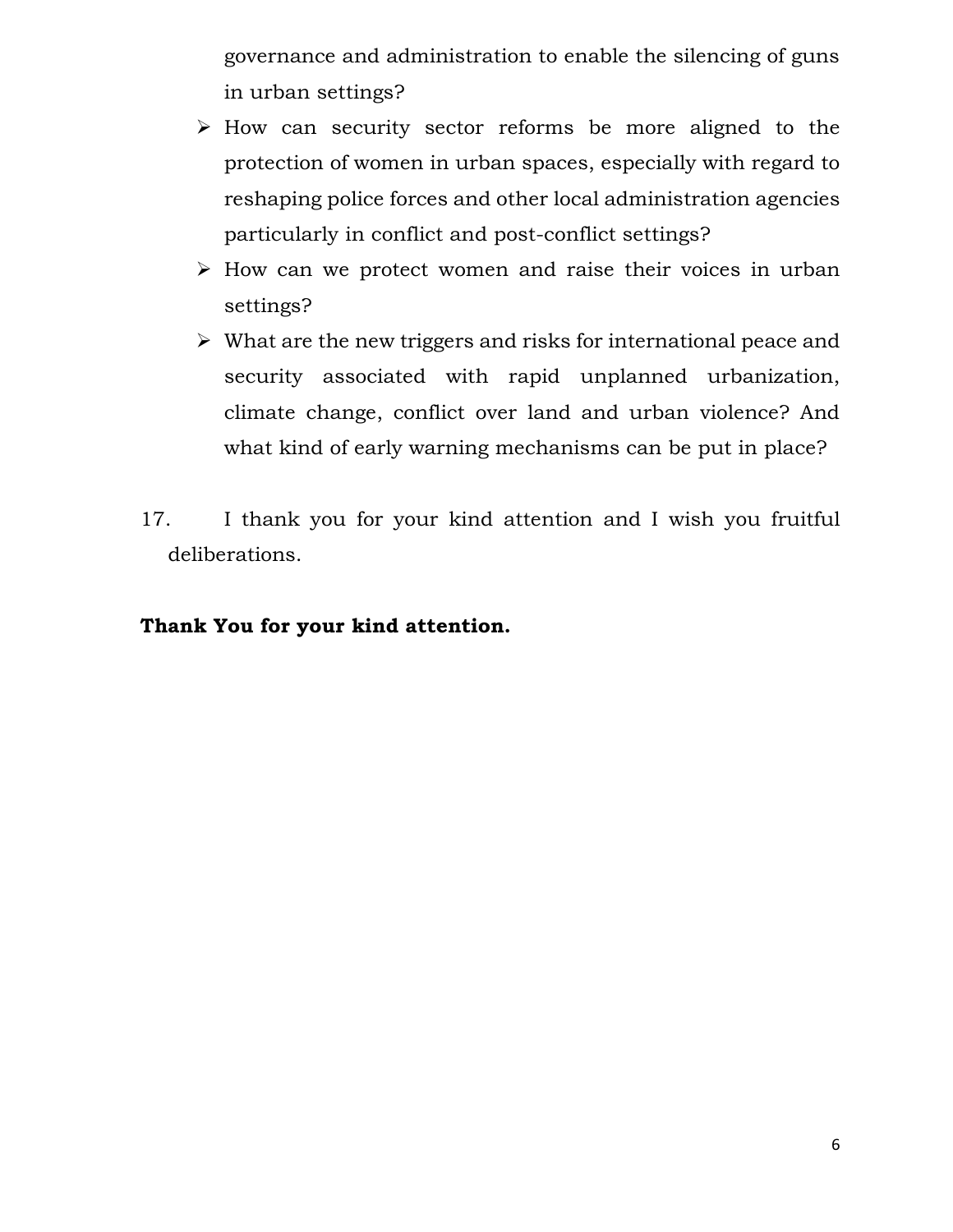governance and administration to enable the silencing of guns in urban settings?

- How can security sector reforms be more aligned to the protection of women in urban spaces, especially with regard to reshaping police forces and other local administration agencies particularly in conflict and post-conflict settings?
- How can we protect women and raise their voices in urban settings?
- What are the new triggers and risks for international peace and security associated with rapid unplanned urbanization, climate change, conflict over land and urban violence? And what kind of early warning mechanisms can be put in place?

17. I thank you for your kind attention and I wish you fruitful deliberations.

**Thank You for your kind attention.**